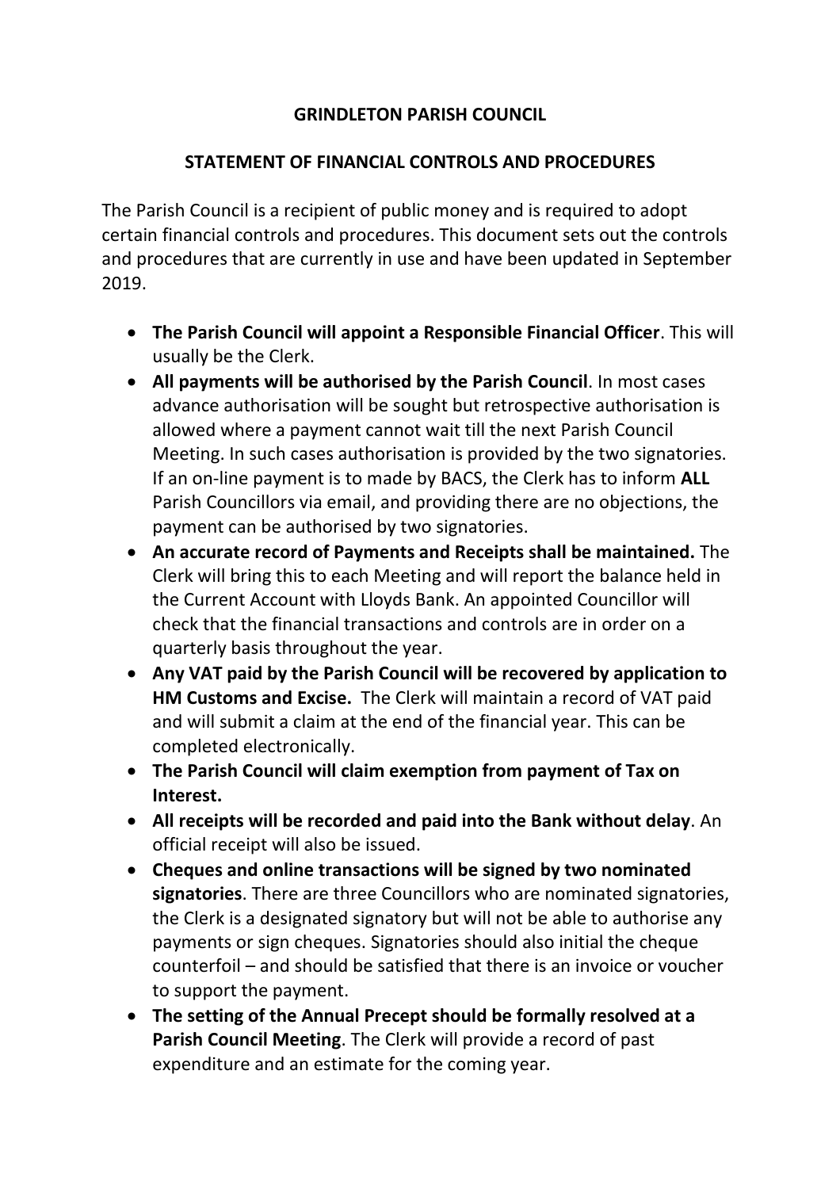# GRINDLETON PARISH COUNCIL

## STATEMENT OF FINANCIAL CONTROLS AND PROCEDURES

The Parish Council is a recipient of public money and is required to adopt certain financial controls and procedures. This document sets out the controls and procedures that are currently in use and have been updated in September 2019.

- **The Parish Council will appoint a Responsible Financial Officer**. This will usually be the Clerk.
- **All payments will be authorised by the Parish Council**. In most cases advance authorisation will be sought but retrospective authorisation is allowed where a payment cannot wait till the next Parish Council Meeting. In such cases authorisation is provided by the two signatories. If an on-line payment is to made by BACS, the Clerk has to inform **ALL** Parish Councillors via email, and providing there are no objections, the payment can be authorised by two signatories.
- **An accurate record of Payments and Receipts shall be maintained.** The Clerk will bring this to each Meeting and will report the balance held in the Current Account with Lloyds Bank. An appointed Councillor will check that the financial transactions and controls are in order on a quarterly basis throughout the year.
- **Any VAT paid by the Parish Council will be recovered by application to HM Customs and Excise.** The Clerk will maintain a record of VAT paid and will submit a claim at the end of the financial year. This can be completed electronically.
- **The Parish Council will claim exemption from payment of Tax on Interest.**
- **All receipts will be recorded and paid into the Bank without delay**. An official receipt will also be issued.
- **Cheques and online transactions will be signed by two nominated signatories**. There are three Councillors who are nominated signatories, the Clerk is a designated signatory but will not be able to authorise any payments or sign cheques. Signatories should also initial the cheque counterfoil – and should be satisfied that there is an invoice or voucher to support the payment.
- **The setting of the Annual Precept should be formally resolved at a Parish Council Meeting**. The Clerk will provide a record of past expenditure and an estimate for the coming year.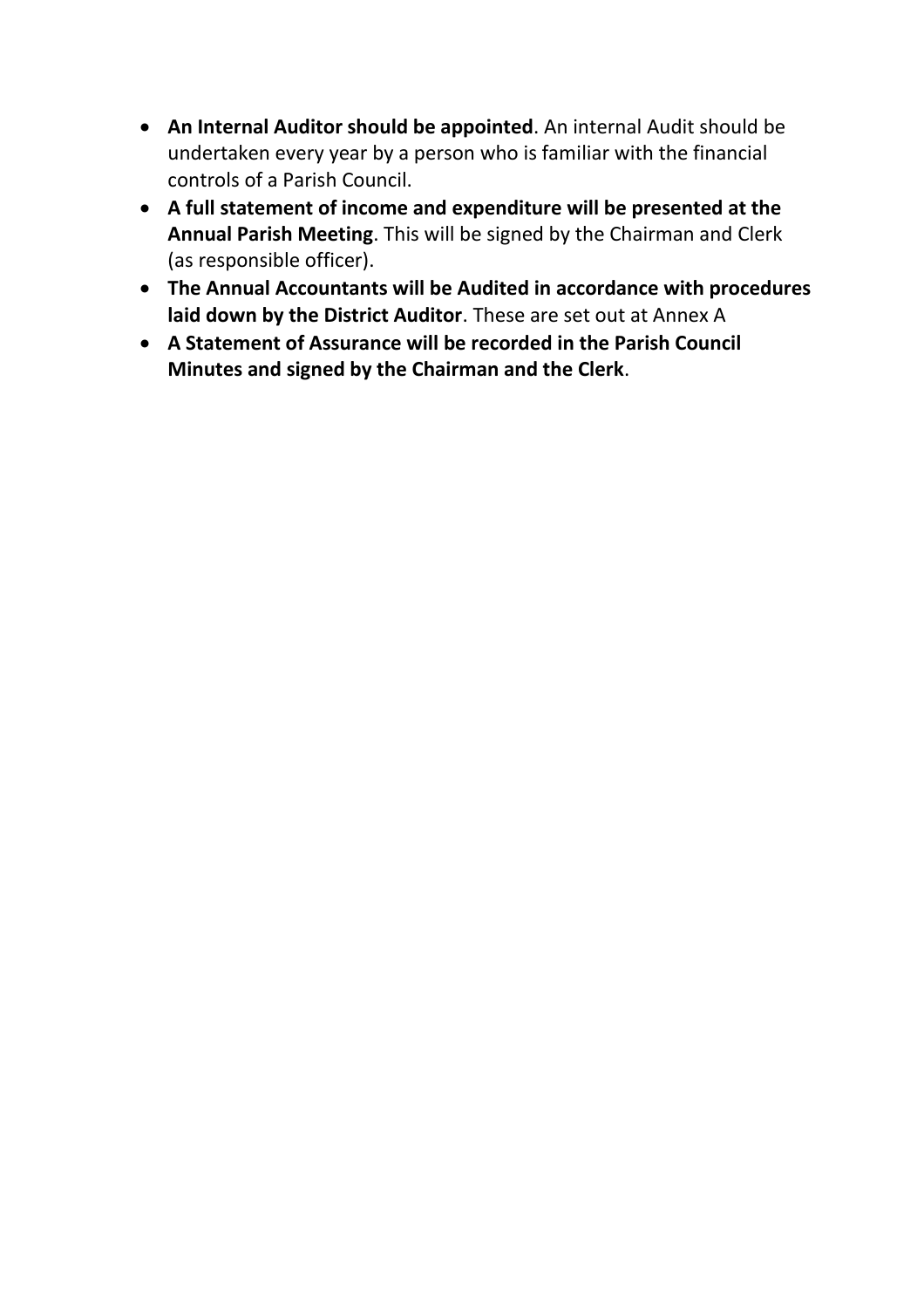- **An Internal Auditor should be appointed**. An internal Audit should be undertaken every year by a person who is familiar with the financial controls of a Parish Council.
- **A full statement of income and expenditure will be presented at the Annual Parish Meeting**. This will be signed by the Chairman and Clerk (as responsible officer).
- **The Annual Accountants will be Audited in accordance with procedures laid down by the District Auditor**. These are set out at Annex A
- **A Statement of Assurance will be recorded in the Parish Council Minutes and signed by the Chairman and the Clerk**.